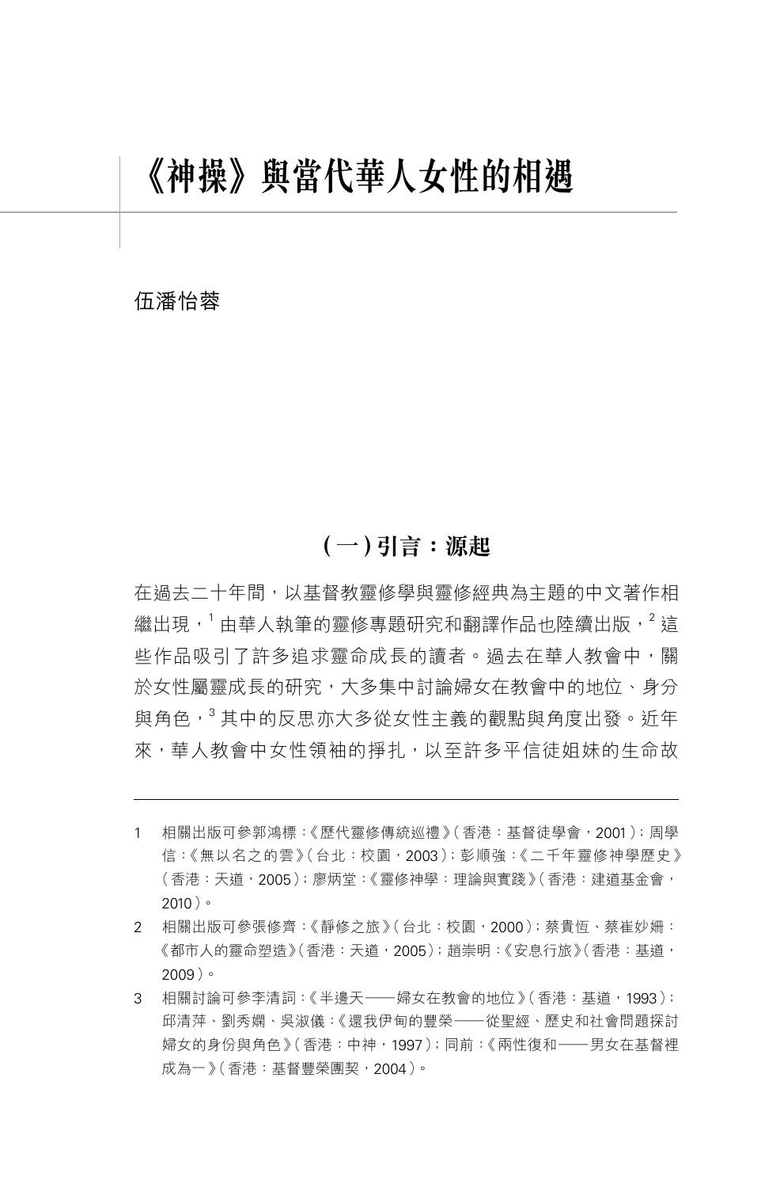# 《神操》與當代華人女性的相遇

伍潘怡蓉

## （一）引言：源起

在過去二十年間，以基督教靈修學與靈修經典為主題的中文著作相繼出現，[1] 由華人執筆的靈修專題研究和翻譯作品也陸續出版，[2] 這些作品吸引了許多追求靈命成長的讀者。過去在華人教會中，關於女性屬靈成長的研究，大多集中討論婦女在教會中的地位、身分與角色，[3] 其中的反思亦大多從女性主義的觀點與角度出發。近年來，華人教會中女性領袖的掙扎，以至許多平信徒姐妹的生命故

---

1 相關出版可參郭鴻標：《歷代靈修傳統巡禮》（香港：基督徒學會，2001）；周學信：《無以名之的雲》（台北：校園，2003）；彭順強：《二千年靈修神學歷史》（香港：天道，2005）；廖炳堂：《靈修神學：理論與實踐》（香港：建道基金會，2010）。

2 相關出版可參張修齊：《靜修之旅》（台北：校園，2000）；蔡貴恆、蔡崔妙姍：《都市人的靈命塑造》（香港：天道，2005）；趙崇明：《安息行旅》（香港：基道，2009）。

3 相關討論可參李清詞：《半邊天——婦女在教會的地位》（香港：基道，1993）；邱清萍、劉秀嫻、吳淑儀：《還我伊甸的豐榮——從聖經、歷史和社會問題探討婦女的身份與角色》（香港：中神，1997）；同前：《兩性復和——男女在基督裡成為一》（香港：基督豐榮團契，2004）。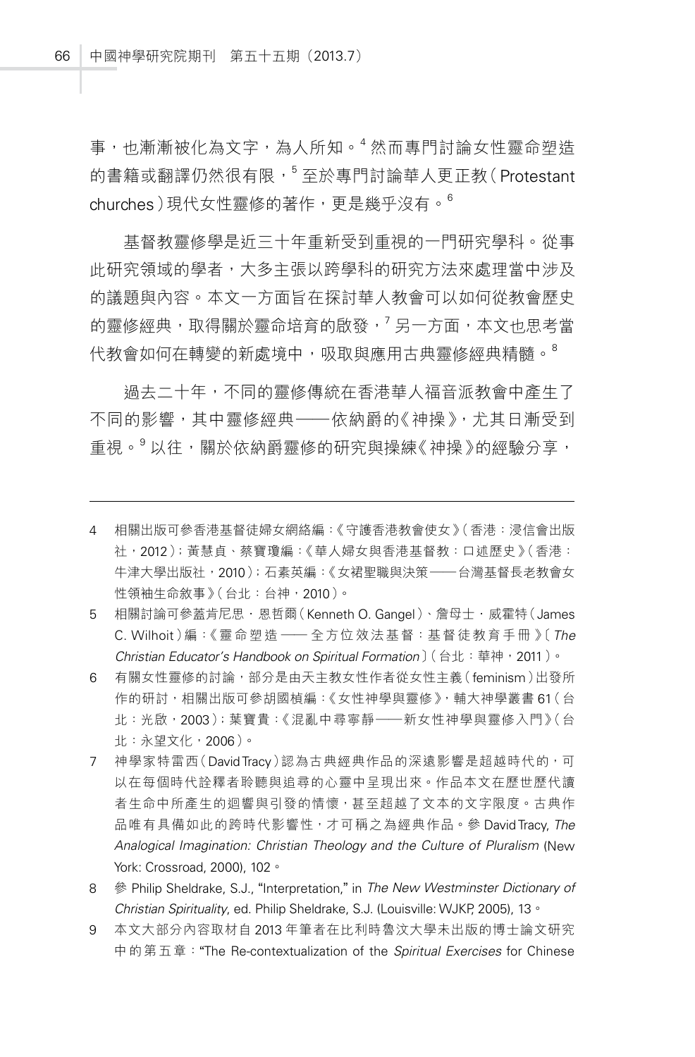事，也漸漸被化為文字，為人所知。[4] 然而專門討論女性靈命塑造的書籍或翻譯仍然很有限，[5] 至於專門討論華人更正教（Protestant churches）現代女性靈修的著作，更是幾乎沒有。[6]

基督教靈修學是近三十年重新受到重視的一門研究學科。從事此研究領域的學者，大多主張以跨學科的研究方法來處理當中涉及的議題與內容。本文一方面旨在探討華人教會可以如何從教會歷史的靈修經典，取得關於靈命培育的啟發，[7] 另一方面，本文也思考當代教會如何在轉變的新處境中，吸取與應用古典靈修經典精髓。[8]

過去二十年，不同的靈修傳統在香港華人福音派教會中產生了不同的影響，其中靈修經典——依納爵的《神操》，尤其日漸受到重視。[9] 以往，關於依納爵靈修的研究與操練《神操》的經驗分享，

---

4 相關出版可參香港基督徒婦女網絡編：《守護香港教會使女》（香港：浸信會出版社，2012）；黃慧貞、蔡寶瓊編：《華人婦女與香港基督教：口述歷史》（香港：牛津大學出版社，2010）；石素英編：《女裙聖職與決策——台灣基督長老教會女性領袖生命敘事》（台北：台神，2010）。

5 相關討論可參蓋肯尼思．恩哲爾（Kenneth O. Gangel）、詹母士．威霍特（James C. Wilhoit）編：《靈命塑造——全方位效法基督：基督徒教育手冊》〔*The Christian Educator's Handbook on Spiritual Formation*〕（台北：華神，2011）。

6 有關女性靈修的討論，部分是由天主教女性作者從女性主義（feminism）出發所作的研討，相關出版可參胡國楨編：《女性神學與靈修》，輔大神學叢書 61（台北：光啟，2003）；葉寶貴：《混亂中尋寧靜——新女性神學與靈修入門》（台北：永望文化，2006）。

7 神學家特雷西（David Tracy）認為古典經典作品的深遠影響是超越時代的，可以在每個時代詮釋者聆聽與追尋的心靈中呈現出來。作品本文在歷世歷代讀者生命中所產生的迴響與引發的情懷，甚至超越了文本的文字限度。古典作品唯有具備如此的跨時代影響性，才可稱之為經典作品。參 David Tracy, *The Analogical Imagination: Christian Theology and the Culture of Pluralism* (New York: Crossroad, 2000), 102。

8 參 Philip Sheldrake, S.J., "Interpretation," in *The New Westminster Dictionary of Christian Spirituality*, ed. Philip Sheldrake, S.J. (Louisville: WJKP, 2005), 13。

9 本文大部分內容取材自 2013 年筆者在比利時魯汶大學未出版的博士論文研究中的第五章："The Re-contextualization of the *Spiritual Exercises* for Chinese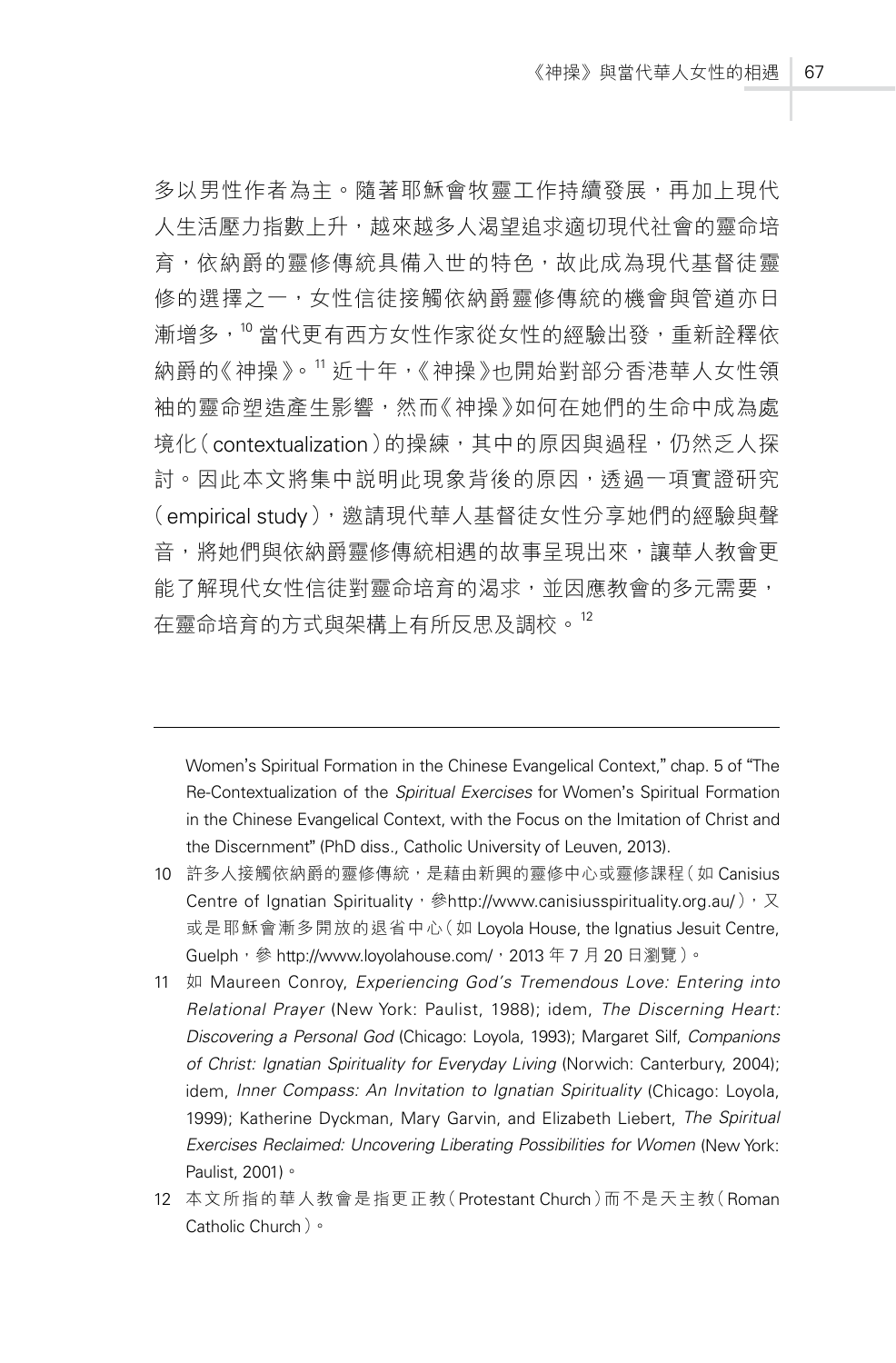多以男性作者為主。隨著耶穌會牧靈工作持續發展，再加上現代人生活壓力指數上升，越來越多人渴望追求適切現代社會的靈命培育，依納爵的靈修傳統具備入世的特色，故此成為現代基督徒靈修的選擇之一，女性信徒接觸依納爵靈修傳統的機會與管道亦日漸增多，[10] 當代更有西方女性作家從女性的經驗出發，重新詮釋依納爵的《神操》。[11] 近十年，《神操》也開始對部分香港華人女性領袖的靈命塑造產生影響，然而《神操》如何在她們的生命中成為處境化（contextualization）的操練，其中的原因與過程，仍然乏人探討。因此本文將集中說明此現象背後的原因，透過一項實證研究（empirical study），邀請現代華人基督徒女性分享她們的經驗與聲音，將她們與依納爵靈修傳統相遇的故事呈現出來，讓華人教會更能了解現代女性信徒對靈命培育的渴求，並因應教會的多元需要，在靈命培育的方式與架構上有所反思及調校。[12]

---

Women's Spiritual Formation in the Chinese Evangelical Context," chap. 5 of "The Re-Contextualization of the *Spiritual Exercises* for Women's Spiritual Formation in the Chinese Evangelical Context, with the Focus on the Imitation of Christ and the Discernment" (PhD diss., Catholic University of Leuven, 2013).

10 許多人接觸依納爵的靈修傳統，是藉由新興的靈修中心或靈修課程（如 Canisius Centre of Ignatian Spirituality，參http://www.canisiusspirituality.org.au/），又或是耶穌會漸多開放的退省中心（如 Loyola House, the Ignatius Jesuit Centre, Guelph，參 http://www.loyolahouse.com/，2013 年 7 月 20 日瀏覽）。

11 如 Maureen Conroy, *Experiencing God's Tremendous Love: Entering into Relational Prayer* (New York: Paulist, 1988); idem, *The Discerning Heart: Discovering a Personal God* (Chicago: Loyola, 1993); Margaret Silf, *Companions of Christ: Ignatian Spirituality for Everyday Living* (Norwich: Canterbury, 2004); idem, *Inner Compass: An Invitation to Ignatian Spirituality* (Chicago: Loyola, 1999); Katherine Dyckman, Mary Garvin, and Elizabeth Liebert, *The Spiritual Exercises Reclaimed: Uncovering Liberating Possibilities for Women* (New York: Paulist, 2001)。

12 本文所指的華人教會是指更正教（Protestant Church）而不是天主教（Roman Catholic Church）。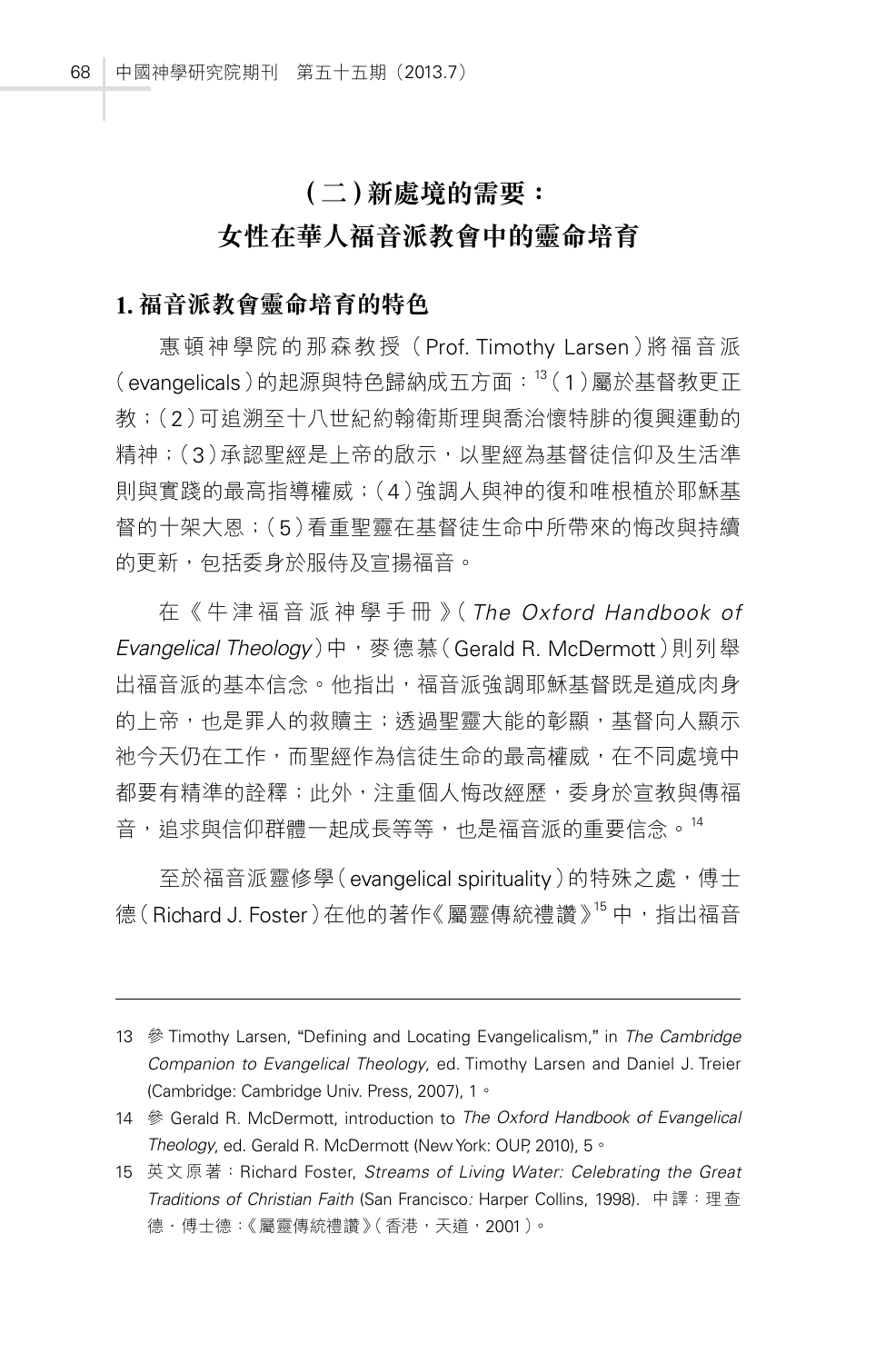## （二）新處境的需要：女性在華人福音派教會中的靈命培育

### 1. 福音派教會靈命培育的特色

惠頓神學院的那森教授（Prof. Timothy Larsen）將福音派（evangelicals）的起源與特色歸納成五方面：[13]（1）屬於基督教更正教；（2）可追溯至十八世紀約翰衛斯理與喬治懷特腓的復興運動的精神；（3）承認聖經是上帝的啟示，以聖經為基督徒信仰及生活準則與實踐的最高指導權威；（4）強調人與神的復和唯根植於耶穌基督的十架大恩；（5）看重聖靈在基督徒生命中所帶來的悔改與持續的更新，包括委身於服侍及宣揚福音。

在《牛津福音派神學手冊》（*The Oxford Handbook of Evangelical Theology*）中，麥德慕（Gerald R. McDermott）則列舉出福音派的基本信念。他指出，福音派強調耶穌基督既是道成肉身的上帝，也是罪人的救贖主；透過聖靈大能的彰顯，基督向人顯示祂今天仍在工作，而聖經作為信徒生命的最高權威，在不同處境中都要有精準的詮釋；此外，注重個人悔改經歷，委身於宣教與傳福音，追求與信仰群體一起成長等等，也是福音派的重要信念。[14]

至於福音派靈修學（evangelical spirituality）的特殊之處，傅士德（Richard J. Foster）在他的著作《屬靈傳統禮讚》[15] 中，指出福音

---

13 參 Timothy Larsen, "Defining and Locating Evangelicalism," in *The Cambridge Companion to Evangelical Theology*, ed. Timothy Larsen and Daniel J. Treier (Cambridge: Cambridge Univ. Press, 2007), 1。

14 參 Gerald R. McDermott, introduction to *The Oxford Handbook of Evangelical Theology*, ed. Gerald R. McDermott (New York: OUP, 2010), 5。

15 英文原著：Richard Foster, *Streams of Living Water: Celebrating the Great Traditions of Christian Faith* (San Francisco: Harper Collins, 1998). 中譯：理查德．傅士德：《屬靈傳統禮讚》（香港，天道，2001）。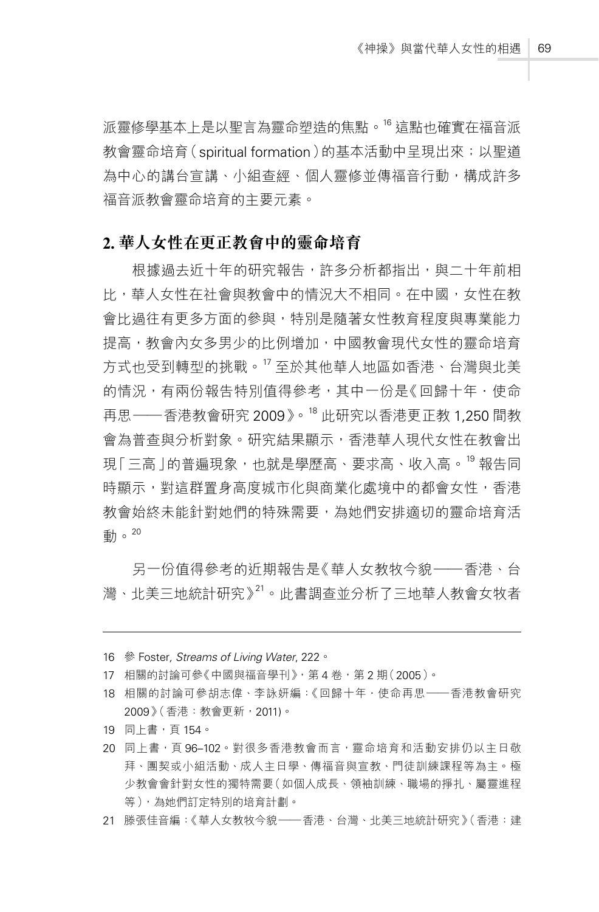派靈修學基本上是以聖言為靈命塑造的焦點。[16] 這點也確實在福音派教會靈命培育（spiritual formation）的基本活動中呈現出來；以聖道為中心的講台宣講、小組查經、個人靈修並傳福音行動，構成許多福音派教會靈命培育的主要元素。

## 2. 華人女性在更正教會中的靈命培育

根據過去近十年的研究報告，許多分析都指出，與二十年前相比，華人女性在社會與教會中的情況大不相同。在中國，女性在教會比過往有更多方面的參與，特別是隨著女性教育程度與專業能力提高，教會內女多男少的比例增加，中國教會現代女性的靈命培育方式也受到轉型的挑戰。[17] 至於其他華人地區如香港、台灣與北美的情況，有兩份報告特別值得參考，其中一份是《回歸十年．使命再思——香港教會研究 2009》。[18] 此研究以香港更正教 1,250 間教會為普查與分析對象。研究結果顯示，香港華人現代女性在教會出現「三高」的普遍現象，也就是學歷高、要求高、收入高。[19] 報告同時顯示，對這群置身高度城市化與商業化處境中的都會女性，香港教會始終未能針對她們的特殊需要，為她們安排適切的靈命培育活動。[20]

另一份值得參考的近期報告是《華人女教牧今貌——香港、台灣、北美三地統計研究》[21]。此書調查並分析了三地華人教會女牧者

---

16 參 Foster, *Streams of Living Water*, 222。

17 相關的討論可參《中國與福音學刊》，第 4 卷，第 2 期（2005）。

18 相關的討論可參胡志偉、李詠妍編：《回歸十年．使命再思——香港教會研究 2009》（香港：教會更新，2011）。

19 同上書，頁 154。

20 同上書，頁 96–102。對很多香港教會而言，靈命培育和活動安排仍以主日敬拜、團契或小組活動、成人主日學、傳福音與宣教、門徒訓練課程等為主。極少教會會針對女性的獨特需要（如個人成長、領袖訓練、職場的掙扎、屬靈進程等），為她們訂定特別的培育計劃。

21 滕張佳音編：《華人女教牧今貌——香港、台灣、北美三地統計研究》（香港：建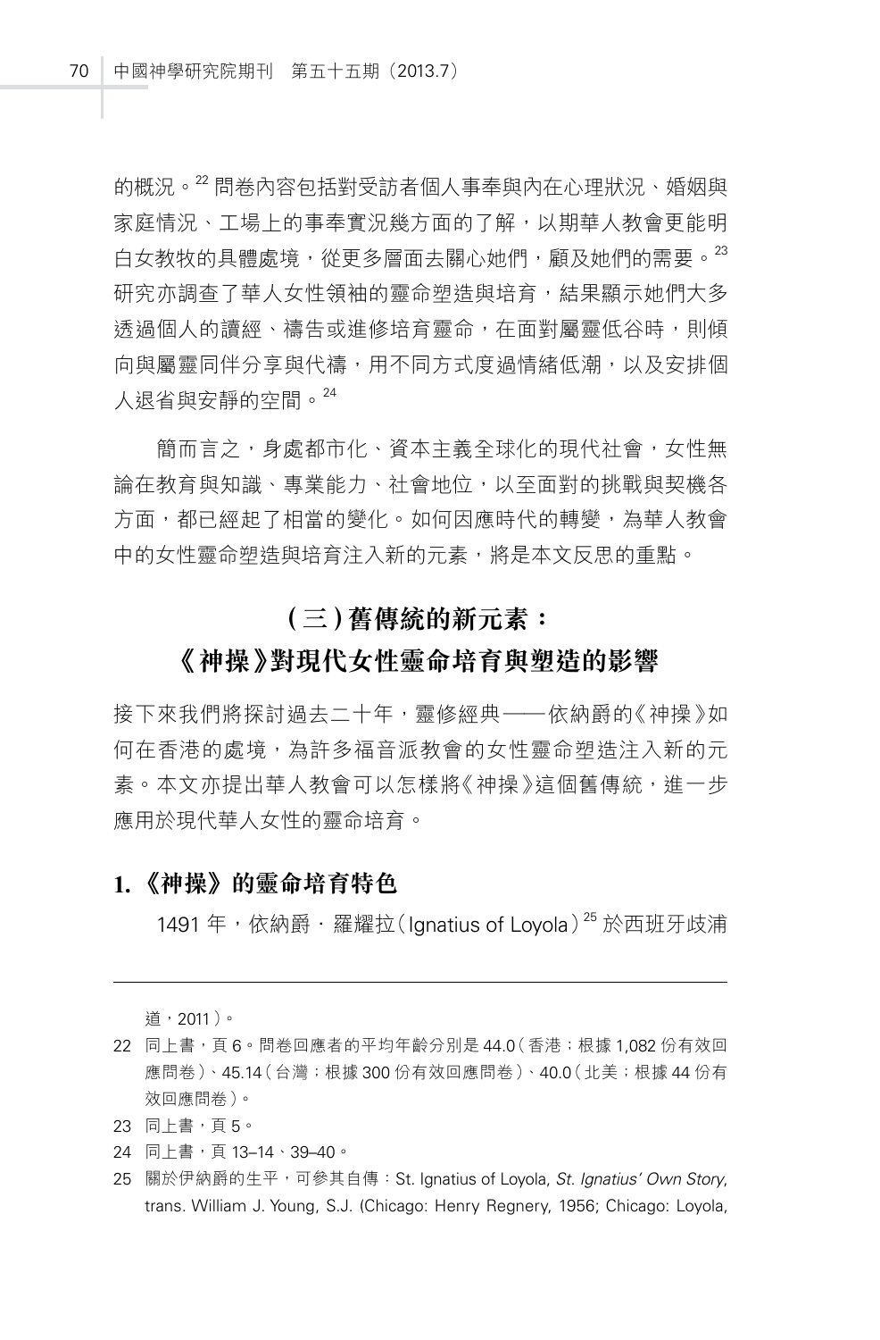的概況。[22] 問卷內容包括對受訪者個人事奉與內在心理狀況、婚姻與家庭情況、工場上的事奉實況幾方面的了解，以期華人教會更能明白女教牧的具體處境，從更多層面去關心她們，顧及她們的需要。[23] 研究亦調查了華人女性領袖的靈命塑造與培育，結果顯示她們大多透過個人的讀經、禱告或進修培育靈命，在面對屬靈低谷時，則傾向與屬靈同伴分享與代禱，用不同方式度過情緒低潮，以及安排個人退省與安靜的空間。[24]

簡而言之，身處都市化、資本主義全球化的現代社會，女性無論在教育與知識、專業能力、社會地位，以至面對的挑戰與契機各方面，都已經起了相當的變化。如何因應時代的轉變，為華人教會中的女性靈命塑造與培育注入新的元素，將是本文反思的重點。

## (三) 舊傳統的新元素：《神操》對現代女性靈命培育與塑造的影響

接下來我們將探討過去二十年，靈修經典——依納爵的《神操》如何在香港的處境，為許多福音派教會的女性靈命塑造注入新的元素。本文亦提出華人教會可以怎樣將《神操》這個舊傳統，進一步應用於現代華人女性的靈命培育。

### 1.《神操》的靈命培育特色

1491 年，依納爵．羅耀拉(Ignatius of Loyola)[25] 於西班牙歧浦

---

道，2011)。

22 同上書，頁 6。問卷回應者的平均年齡分別是 44.0(香港；根據 1,082 份有效回應問卷)、45.14(台灣；根據 300 份有效回應問卷)、40.0(北美；根據 44 份有效回應問卷)。

23 同上書，頁 5。

24 同上書，頁 13–14、39–40。

25 關於伊納爵的生平，可參其自傳：St. Ignatius of Loyola, *St. Ignatius' Own Story*, trans. William J. Young, S.J. (Chicago: Henry Regnery, 1956; Chicago: Loyola,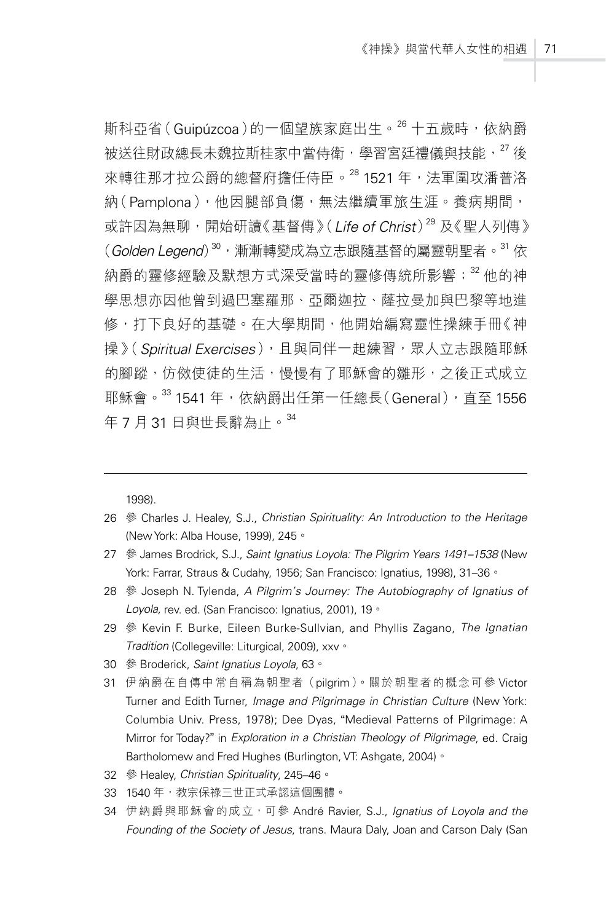斯科亞省（Guipúzcoa）的一個望族家庭出生。[26] 十五歲時，依納爵被送往財政總長未魏拉斯桂家中當侍衛，學習宮廷禮儀與技能，[27] 後來轉往那才拉公爵的總督府擔任侍臣。[28] 1521 年，法軍圍攻潘普洛納（Pamplona），他因腿部負傷，無法繼續軍旅生涯。養病期間，或許因為無聊，開始研讀《基督傳》（*Life of Christ*）[29] 及《聖人列傳》（*Golden Legend*）[30]，漸漸轉變成為立志跟隨基督的屬靈朝聖者。[31] 依納爵的靈修經驗及默想方式深受當時的靈修傳統所影響；[32] 他的神學思想亦因他曾到過巴塞羅那、亞爾迦拉、薩拉曼加與巴黎等地進修，打下良好的基礎。在大學期間，他開始編寫靈性操練手冊《神操》（*Spiritual Exercises*），且與同伴一起練習，眾人立志跟隨耶穌的腳蹤，仿傚使徒的生活，慢慢有了耶穌會的雛形，之後正式成立耶穌會。[33] 1541 年，依納爵出任第一任總長（General），直至 1556 年 7 月 31 日與世長辭為止。[34]

---

1998).

26 參 Charles J. Healey, S.J., *Christian Spirituality: An Introduction to the Heritage* (New York: Alba House, 1999), 245。

27 參 James Brodrick, S.J., *Saint Ignatius Loyola: The Pilgrim Years 1491–1538* (New York: Farrar, Straus & Cudahy, 1956; San Francisco: Ignatius, 1998), 31–36。

28 參 Joseph N. Tylenda, *A Pilgrim's Journey: The Autobiography of Ignatius of Loyola,* rev. ed. (San Francisco: Ignatius, 2001), 19。

29 參 Kevin F. Burke, Eileen Burke-Sullvian, and Phyllis Zagano, *The Ignatian Tradition* (Collegeville: Liturgical, 2009), xxv。

30 參 Broderick, *Saint Ignatius Loyola*, 63。

31 伊納爵在自傳中常自稱為朝聖者（pilgrim）。關於朝聖者的概念可參 Victor Turner and Edith Turner, *Image and Pilgrimage in Christian Culture* (New York: Columbia Univ. Press, 1978); Dee Dyas, "Medieval Patterns of Pilgrimage: A Mirror for Today?" in *Exploration in a Christian Theology of Pilgrimage*, ed. Craig Bartholomew and Fred Hughes (Burlington, VT: Ashgate, 2004)。

32 參 Healey, *Christian Spirituality*, 245–46。

33 1540 年，教宗保祿三世正式承認這個團體。

34 伊納爵與耶穌會的成立，可參 André Ravier, S.J., *Ignatius of Loyola and the Founding of the Society of Jesus,* trans. Maura Daly, Joan and Carson Daly (San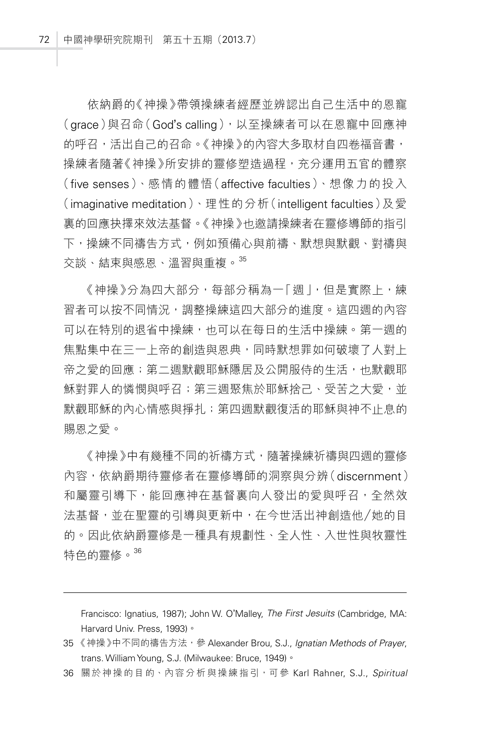依納爵的《神操》帶領操練者經歷並辨認出自己生活中的恩寵（grace）與召命（God's calling），以至操練者可以在恩寵中回應神的呼召，活出自己的召命。《神操》的內容大多取材自四卷福音書，操練者隨著《神操》所安排的靈修塑造過程，充分運用五官的體察（five senses）、感情的體悟（affective faculties）、想像力的投入（imaginative meditation）、理性的分析（intelligent faculties）及愛裏的回應抉擇來效法基督。《神操》也邀請操練者在靈修導師的指引下，操練不同禱告方式，例如預備心與前禱、默想與默觀、對禱與交談、結束與感恩、溫習與重複。[35]

《神操》分為四大部分，每部分稱為一「週」，但是實際上，練習者可以按不同情況，調整操練這四大部分的進度。這四週的內容可以在特別的退省中操練，也可以在每日的生活中操練。第一週的焦點集中在三一上帝的創造與恩典，同時默想罪如何破壞了人對上帝之愛的回應；第二週默觀耶穌隱居及公開服侍的生活，也默觀耶穌對罪人的憐憫與呼召；第三週聚焦於耶穌捨己、受苦之大愛，並默觀耶穌的內心情感與掙扎；第四週默觀復活的耶穌與神不止息的賜恩之愛。

《神操》中有幾種不同的祈禱方式，隨著操練祈禱與四週的靈修內容，依納爵期待靈修者在靈修導師的洞察與分辨（discernment）和屬靈引導下，能回應神在基督裏向人發出的愛與呼召，全然效法基督，並在聖靈的引導與更新中，在今世活出神創造他/她的目的。因此依納爵靈修是一種具有規劃性、全人性、入世性與牧靈性特色的靈修。[36]

---

Francisco: Ignatius, 1987); John W. O'Malley, *The First Jesuits* (Cambridge, MA: Harvard Univ. Press, 1993)。

35 《神操》中不同的禱告方法，參 Alexander Brou, S.J., *Ignatian Methods of Prayer*, trans. William Young, S.J. (Milwaukee: Bruce, 1949)。

36 關於神操的目的、內容分析與操練指引，可參 Karl Rahner, S.J., *Spiritual*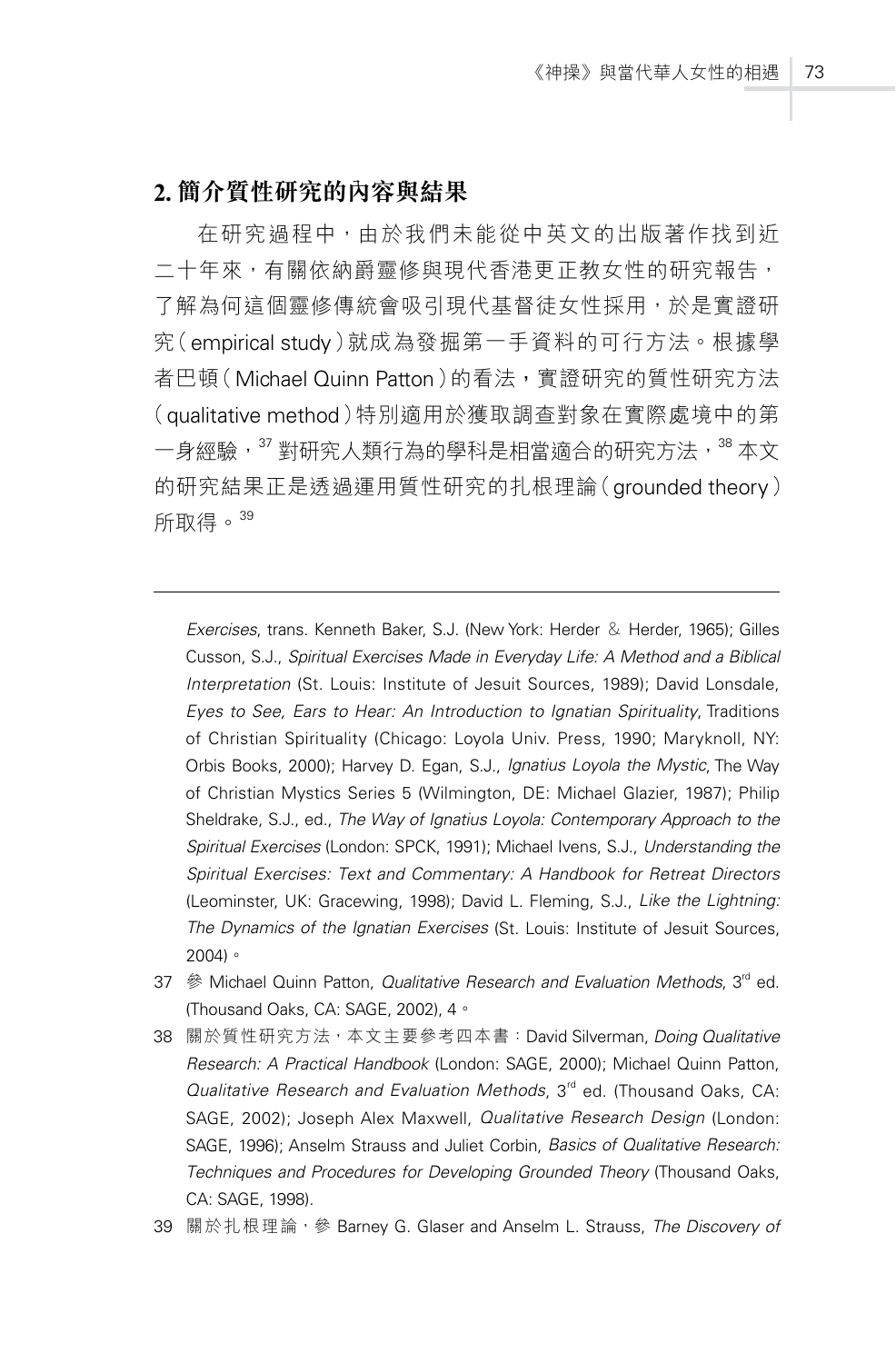## 2. 簡介質性研究的內容與結果

在研究過程中，由於我們未能從中英文的出版著作找到近二十年來，有關依納爵靈修與現代香港更正教女性的研究報告，了解為何這個靈修傳統會吸引現代基督徒女性採用，於是實證研究（empirical study）就成為發掘第一手資料的可行方法。根據學者巴頓（Michael Quinn Patton）的看法，實證研究的質性研究方法（qualitative method）特別適用於獲取調查對象在實際處境中的第一身經驗，[37] 對研究人類行為的學科是相當適合的研究方法，[38] 本文的研究結果正是透過運用質性研究的扎根理論（grounded theory）所取得。[39]

---

*Exercises*, trans. Kenneth Baker, S.J. (New York: Herder & Herder, 1965); Gilles Cusson, S.J., *Spiritual Exercises Made in Everyday Life: A Method and a Biblical Interpretation* (St. Louis: Institute of Jesuit Sources, 1989); David Lonsdale, *Eyes to See, Ears to Hear: An Introduction to Ignatian Spirituality*, Traditions of Christian Spirituality (Chicago: Loyola Univ. Press, 1990; Maryknoll, NY: Orbis Books, 2000); Harvey D. Egan, S.J., *Ignatius Loyola the Mystic*, The Way of Christian Mystics Series 5 (Wilmington, DE: Michael Glazier, 1987); Philip Sheldrake, S.J., ed., *The Way of Ignatius Loyola: Contemporary Approach to the Spiritual Exercises* (London: SPCK, 1991); Michael Ivens, S.J., *Understanding the Spiritual Exercises: Text and Commentary: A Handbook for Retreat Directors* (Leominster, UK: Gracewing, 1998); David L. Fleming, S.J., *Like the Lightning: The Dynamics of the Ignatian Exercises* (St. Louis: Institute of Jesuit Sources, 2004)。

37 參 Michael Quinn Patton, *Qualitative Research and Evaluation Methods*, 3rd ed. (Thousand Oaks, CA: SAGE, 2002), 4。

38 關於質性研究方法，本文主要參考四本書：David Silverman, *Doing Qualitative Research: A Practical Handbook* (London: SAGE, 2000); Michael Quinn Patton, *Qualitative Research and Evaluation Methods*, 3rd ed. (Thousand Oaks, CA: SAGE, 2002); Joseph Alex Maxwell, *Qualitative Research Design* (London: SAGE, 1996); Anselm Strauss and Juliet Corbin, *Basics of Qualitative Research: Techniques and Procedures for Developing Grounded Theory* (Thousand Oaks, CA: SAGE, 1998).

39 關於扎根理論，參 Barney G. Glaser and Anselm L. Strauss, *The Discovery of*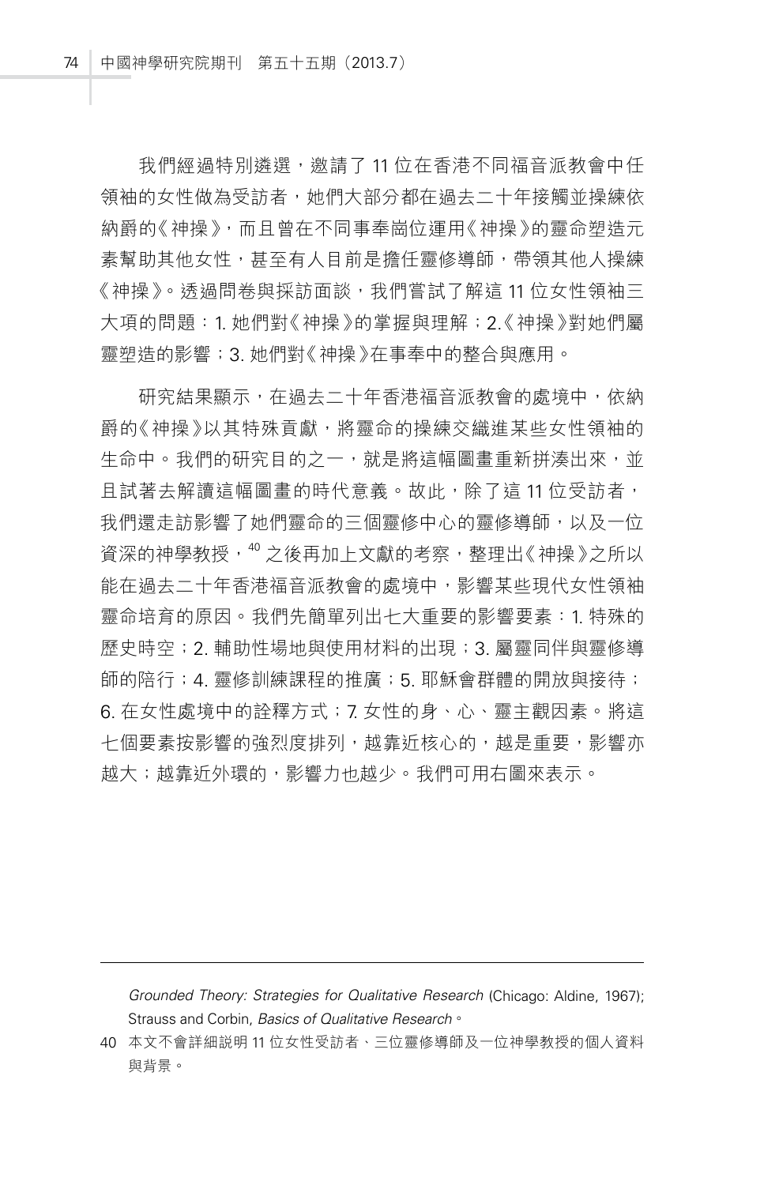我們經過特別遴選，邀請了 11 位在香港不同福音派教會中任領袖的女性做為受訪者，她們大部分都在過去二十年接觸並操練依納爵的《神操》，而且曾在不同事奉崗位運用《神操》的靈命塑造元素幫助其他女性，甚至有人目前是擔任靈修導師，帶領其他人操練《神操》。透過問卷與採訪面談，我們嘗試了解這 11 位女性領袖三大項的問題：1. 她們對《神操》的掌握與理解；2.《神操》對她們屬靈塑造的影響；3. 她們對《神操》在事奉中的整合與應用。

研究結果顯示，在過去二十年香港福音派教會的處境中，依納爵的《神操》以其特殊貢獻，將靈命的操練交織進某些女性領袖的生命中。我們的研究目的之一，就是將這幅圖畫重新拼湊出來，並且試著去解讀這幅圖畫的時代意義。故此，除了這 11 位受訪者，我們還走訪影響了她們靈命的三個靈修中心的靈修導師，以及一位資深的神學教授，[40] 之後再加上文獻的考察，整理出《神操》之所以能在過去二十年香港福音派教會的處境中，影響某些現代女性領袖靈命培育的原因。我們先簡單列出七大重要的影響要素：1. 特殊的歷史時空；2. 輔助性場地與使用材料的出現；3. 屬靈同伴與靈修導師的陪行；4. 靈修訓練課程的推廣；5. 耶穌會群體的開放與接待；6. 在女性處境中的詮釋方式；7. 女性的身、心、靈主觀因素。將這七個要素按影響的強烈度排列，越靠近核心的，越是重要，影響亦越大；越靠近外環的，影響力也越少。我們可用右圖來表示。

---

*Grounded Theory: Strategies for Qualitative Research* (Chicago: Aldine, 1967); Strauss and Corbin, *Basics of Qualitative Research*。

40 本文不會詳細說明 11 位女性受訪者、三位靈修導師及一位神學教授的個人資料與背景。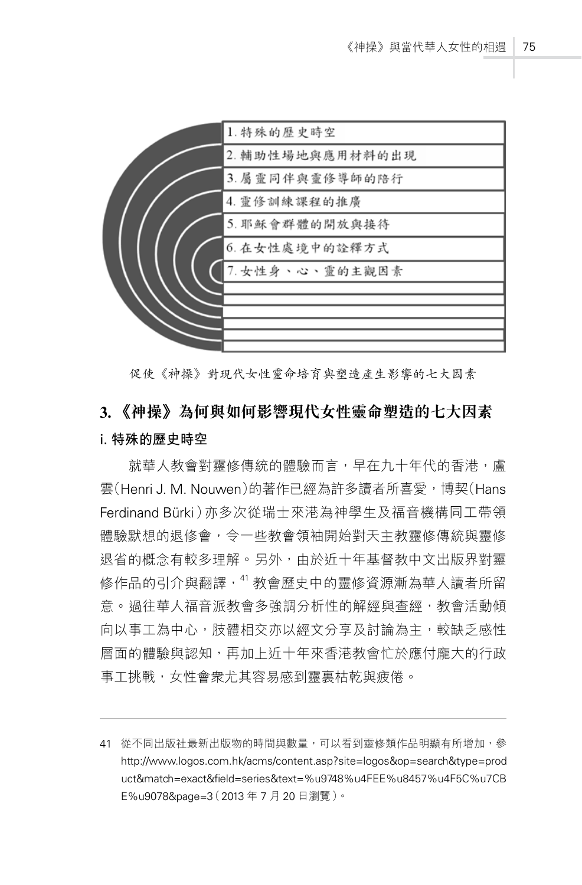1. 特殊的歷史時空
2. 輔助性場地與應用材料的出現
3. 屬靈同伴與靈修導師的陪行
4. 靈修訓練課程的推廣
5. 耶穌會群體的開放與接待
6. 在女性處境中的詮釋方式
7. 女性身、心、靈的主觀因素

促使《神操》對現代女性靈命培育與塑造產生影響的七大因素

## 3. 《神操》為何與如何影響現代女性靈命塑造的七大因素

### i. 特殊的歷史時空

就華人教會對靈修傳統的體驗而言，早在九十年代的香港，盧雲（Henri J. M. Nouwen）的著作已經為許多讀者所喜愛，博契（Hans Ferdinand Bürki）亦多次從瑞士來港為神學生及福音機構同工帶領體驗默想的退修會，令一些教會領袖開始對天主教靈修傳統與靈修退省的概念有較多理解。另外，由於近十年基督教中文出版界對靈修作品的引介與翻譯，[41] 教會歷史中的靈修資源漸為華人讀者所留意。過往華人福音派教會多強調分析性的解經與查經，教會活動傾向以事工為中心，肢體相交亦以經文分享及討論為主，較缺乏感性層面的體驗與認知，再加上近十年來香港教會忙於應付龐大的行政事工挑戰，女性會衆尤其容易感到靈裏枯乾與疲倦。

---

41 從不同出版社最新出版物的時間與數量，可以看到靈修類作品明顯有所增加，參 http://www.logos.com.hk/acms/content.asp?site=logos&op=search&type=product&match=exact&field=series&text=%u9748%u4FEE%u8457%u4F5C%u7CBE%u9078&page=3（2013 年 7 月 20 日瀏覽）。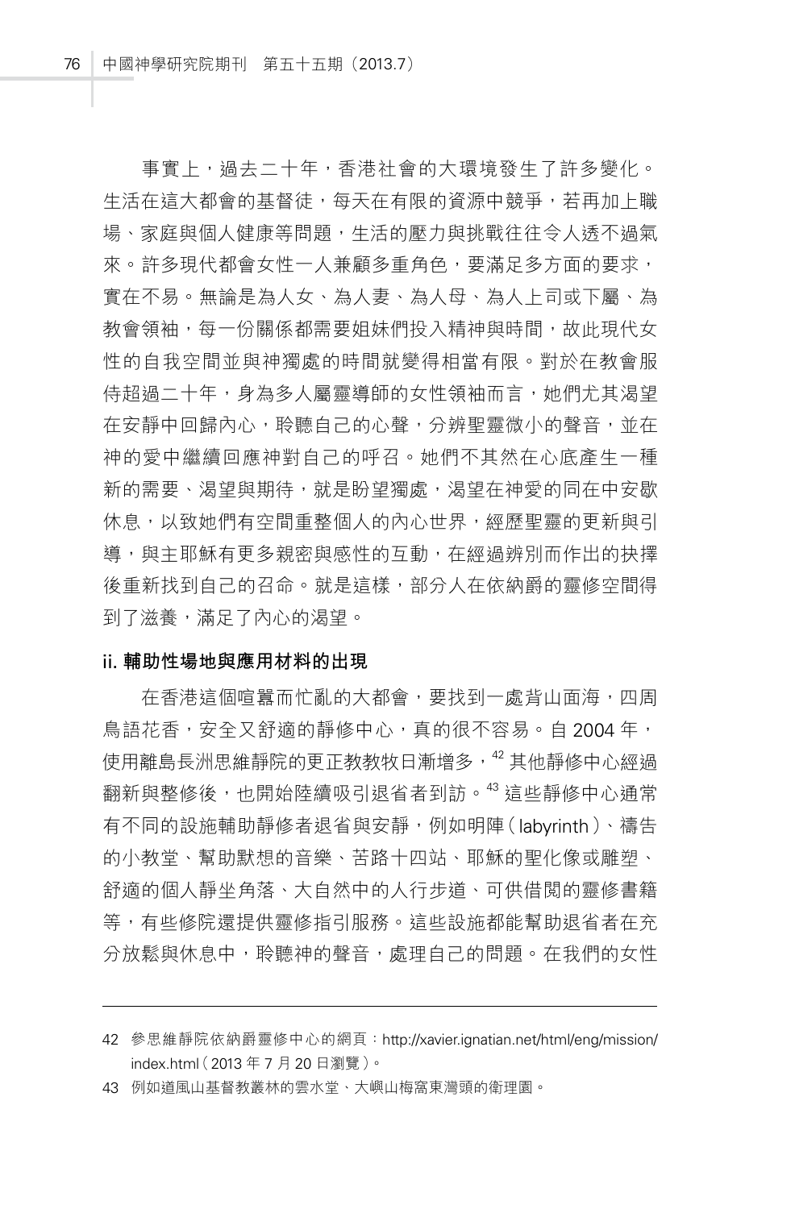事實上，過去二十年，香港社會的大環境發生了許多變化。生活在這大都會的基督徒，每天在有限的資源中競爭，若再加上職場、家庭與個人健康等問題，生活的壓力與挑戰往往令人透不過氣來。許多現代都會女性一人兼顧多重角色，要滿足多方面的要求，實在不易。無論是為人女、為人妻、為人母、為人上司或下屬、為教會領袖，每一份關係都需要姐妹們投入精神與時間，故此現代女性的自我空間並與神獨處的時間就變得相當有限。對於在教會服侍超過二十年，身為多人屬靈導師的女性領袖而言，她們尤其渴望在安靜中回歸內心，聆聽自己的心聲，分辨聖靈微小的聲音，並在神的愛中繼續回應神對自己的呼召。她們不其然在心底產生一種新的需要、渴望與期待，就是盼望獨處，渴望在神愛的同在中安歇休息，以致她們有空間重整個人的內心世界，經歷聖靈的更新與引導，與主耶穌有更多親密與感性的互動，在經過辨別而作出的抉擇後重新找到自己的召命。就是這樣，部分人在依納爵的靈修空間得到了滋養，滿足了內心的渴望。

**ii. 輔助性場地與應用材料的出現**

在香港這個喧嚣而忙亂的大都會，要找到一處背山面海，四周鳥語花香，安全又舒適的靜修中心，真的很不容易。自 2004 年，使用離島長洲思維靜院的更正教教牧日漸增多，[42] 其他靜修中心經過翻新與整修後，也開始陸續吸引退省者到訪。[43] 這些靜修中心通常有不同的設施輔助靜修者退省與安靜，例如明陣（labyrinth）、禱告的小教堂、幫助默想的音樂、苦路十四站、耶穌的聖化像或雕塑、舒適的個人靜坐角落、大自然中的人行步道、可供借閱的靈修書籍等，有些修院還提供靈修指引服務。這些設施都能幫助退省者在充分放鬆與休息中，聆聽神的聲音，處理自己的問題。在我們的女性

---

42 參思維靜院依納爵靈修中心的網頁：http://xavier.ignatian.net/html/eng/mission/index.html（2013 年 7 月 20 日瀏覽）。

43 例如道風山基督教叢林的雲水堂、大嶼山梅窩東灣頭的衛理園。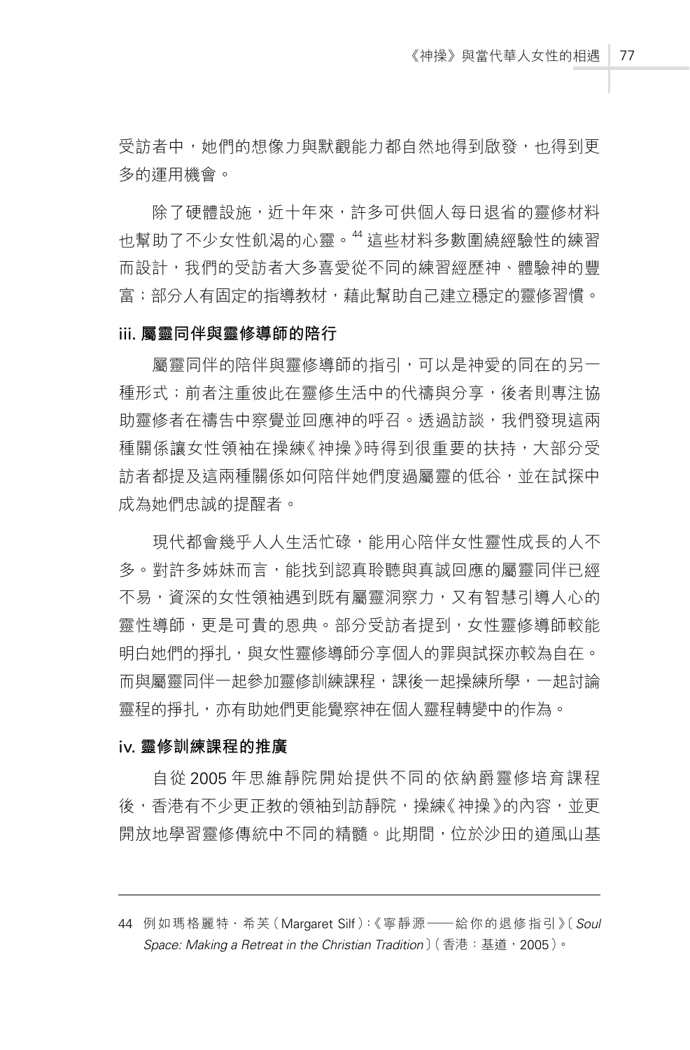受訪者中，她們的想像力與默觀能力都自然地得到啟發，也得到更多的運用機會。

除了硬體設施，近十年來，許多可供個人每日退省的靈修材料也幫助了不少女性飢渴的心靈。[44] 這些材料多數圍繞經驗性的練習而設計，我們的受訪者大多喜愛從不同的練習經歷神、體驗神的豐富；部分人有固定的指導教材，藉此幫助自己建立穩定的靈修習慣。

### iii. 屬靈同伴與靈修導師的陪行

屬靈同伴的陪伴與靈修導師的指引，可以是神愛的同在的另一種形式；前者注重彼此在靈修生活中的代禱與分享，後者則專注協助靈修者在禱告中察覺並回應神的呼召。透過訪談，我們發現這兩種關係讓女性領袖在操練《神操》時得到很重要的扶持，大部分受訪者都提及這兩種關係如何陪伴她們度過屬靈的低谷，並在試探中成為她們忠誠的提醒者。

現代都會幾乎人人生活忙碌，能用心陪伴女性靈性成長的人不多。對許多姊妹而言，能找到認真聆聽與真誠回應的屬靈同伴已經不易，資深的女性領袖遇到既有屬靈洞察力，又有智慧引導人心的靈性導師，更是可貴的恩典。部分受訪者提到，女性靈修導師較能明白她們的掙扎，與女性靈修導師分享個人的罪與試探亦較為自在。而與屬靈同伴一起參加靈修訓練課程，課後一起操練所學，一起討論靈程的掙扎，亦有助她們更能覺察神在個人靈程轉變中的作為。

### iv. 靈修訓練課程的推廣

自從 2005 年思維靜院開始提供不同的依納爵靈修培育課程後，香港有不少更正教的領袖到訪靜院，操練《神操》的內容，並更開放地學習靈修傳統中不同的精髓。此期間，位於沙田的道風山基

---

44 例如瑪格麗特．希芙（Margaret Silf）：《寧靜源——給你的退修指引》〔*Soul Space: Making a Retreat in the Christian Tradition*〕（香港：基道，2005）。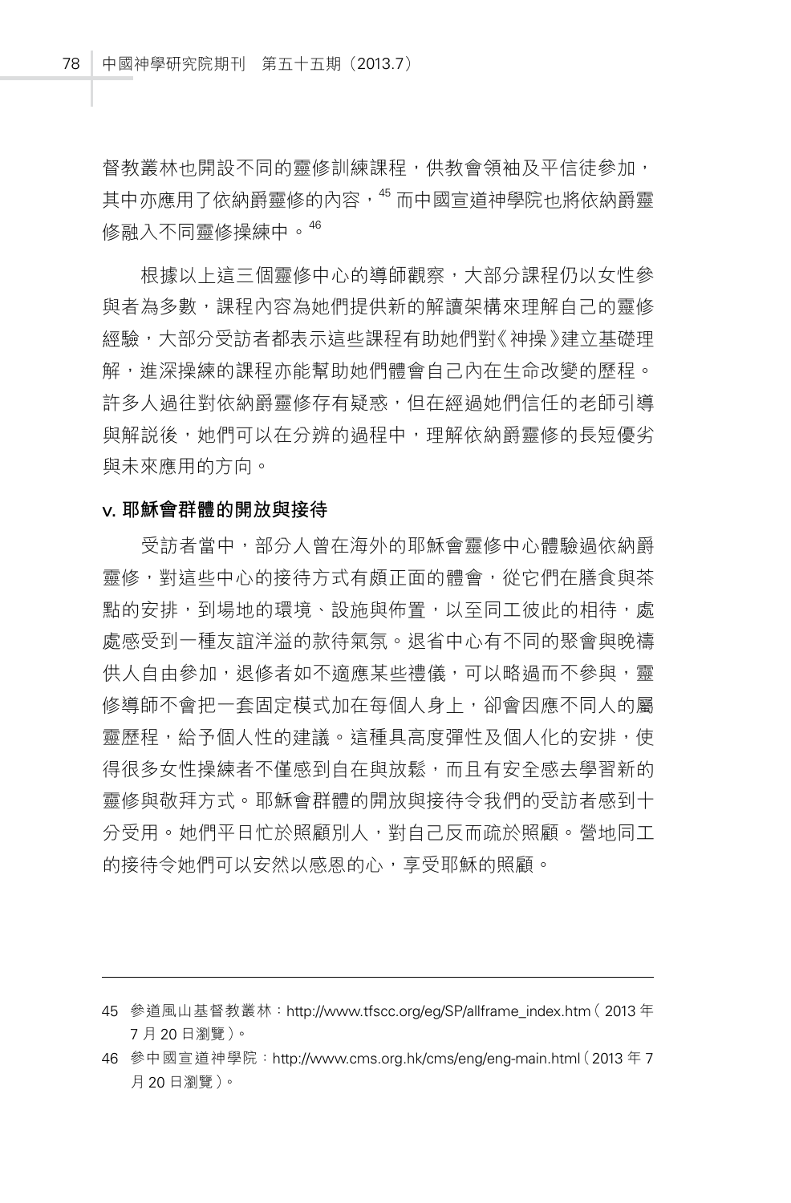督教叢林也開設不同的靈修訓練課程，供教會領袖及平信徒參加，其中亦應用了依納爵靈修的內容，[45] 而中國宣道神學院也將依納爵靈修融入不同靈修操練中。[46]

根據以上這三個靈修中心的導師觀察，大部分課程仍以女性參與者為多數，課程內容為她們提供新的解讀架構來理解自己的靈修經驗，大部分受訪者都表示這些課程有助她們對《神操》建立基礎理解，進深操練的課程亦能幫助她們體會自己內在生命改變的歷程。許多人過往對依納爵靈修存有疑惑，但在經過她們信任的老師引導與解說後，她們可以在分辨的過程中，理解依納爵靈修的長短優劣與未來應用的方向。

**v. 耶穌會群體的開放與接待**

受訪者當中，部分人曾在海外的耶穌會靈修中心體驗過依納爵靈修，對這些中心的接待方式有頗正面的體會，從它們在膳食與茶點的安排，到場地的環境、設施與佈置，以至同工彼此的相待，處處感受到一種友誼洋溢的款待氣氛。退省中心有不同的聚會與晚禱供人自由參加，退修者如不適應某些禮儀，可以略過而不參與，靈修導師不會把一套固定模式加在每個人身上，卻會因應不同人的屬靈歷程，給予個人性的建議。這種具高度彈性及個人化的安排，使得很多女性操練者不僅感到自在與放鬆，而且有安全感去學習新的靈修與敬拜方式。耶穌會群體的開放與接待令我們的受訪者感到十分受用。她們平日忙於照顧別人，對自己反而疏於照顧。營地同工的接待令她們可以安然以感恩的心，享受耶穌的照顧。

---

45 參道風山基督教叢林：http://www.tfscc.org/eg/SP/allframe_index.htm（2013 年 7 月 20 日瀏覽）。

46 參中國宣道神學院：http://www.cms.org.hk/cms/eng/eng-main.html（2013 年 7 月 20 日瀏覽）。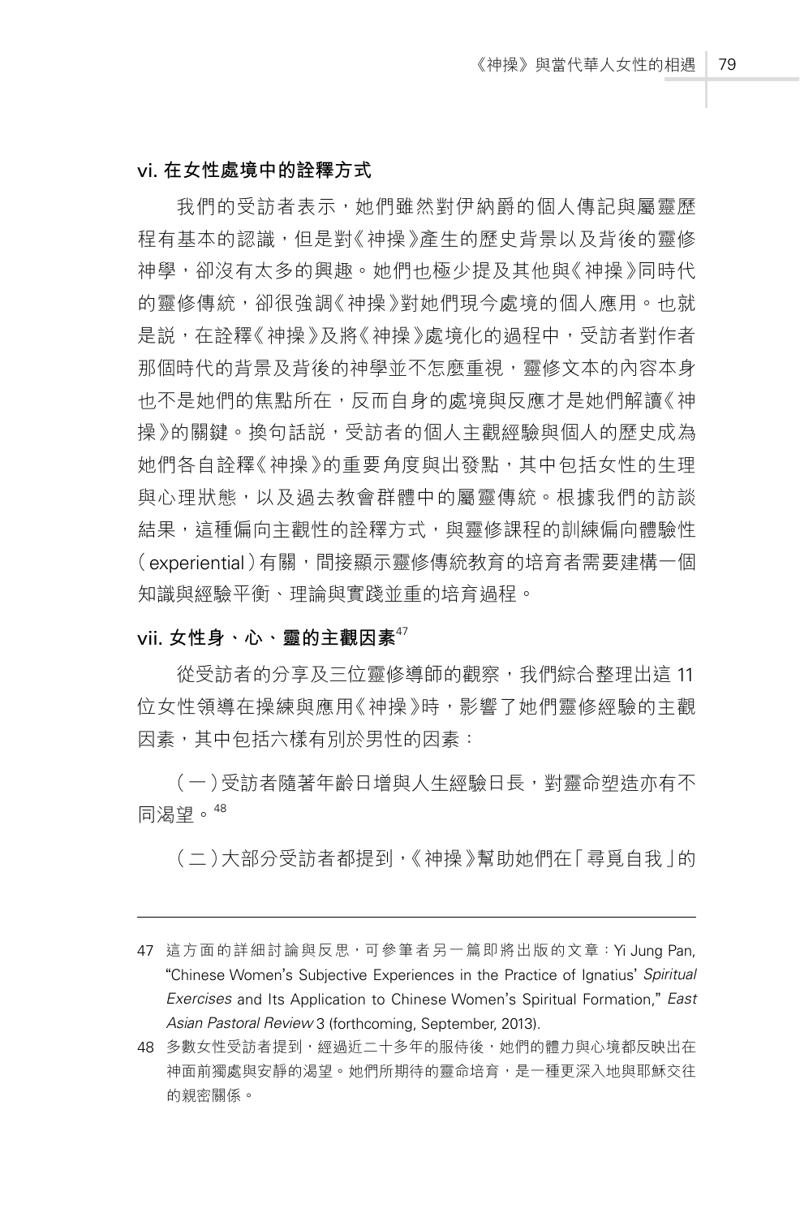### vi. 在女性處境中的詮釋方式

我們的受訪者表示，她們雖然對伊納爵的個人傳記與屬靈歷程有基本的認識，但是對《神操》產生的歷史背景以及背後的靈修神學，卻沒有太多的興趣。她們也極少提及其他與《神操》同時代的靈修傳統，卻很強調《神操》對她們現今處境的個人應用。也就是說，在詮釋《神操》及將《神操》處境化的過程中，受訪者對作者那個時代的背景及背後的神學並不怎麼重視，靈修文本的內容本身也不是她們的焦點所在，反而自身的處境與反應才是她們解讀《神操》的關鍵。換句話說，受訪者的個人主觀經驗與個人的歷史成為她們各自詮釋《神操》的重要角度與出發點，其中包括女性的生理與心理狀態，以及過去教會群體中的屬靈傳統。根據我們的訪談結果，這種偏向主觀性的詮釋方式，與靈修課程的訓練偏向體驗性（experiential）有關，間接顯示靈修傳統教育的培育者需要建構一個知識與經驗平衡、理論與實踐並重的培育過程。

### vii. 女性身、心、靈的主觀因素[47]

從受訪者的分享及三位靈修導師的觀察，我們綜合整理出這 11 位女性領導在操練與應用《神操》時，影響了她們靈修經驗的主觀因素，其中包括六樣有別於男性的因素：

（一）受訪者隨著年齡日增與人生經驗日長，對靈命塑造亦有不同渴望。[48]

（二）大部分受訪者都提到，《神操》幫助她們在「尋覓自我」的

---

47 這方面的詳細討論與反思，可參筆者另一篇即將出版的文章：Yi Jung Pan, "Chinese Women's Subjective Experiences in the Practice of Ignatius' *Spiritual Exercises* and Its Application to Chinese Women's Spiritual Formation," *East Asian Pastoral Review* 3 (forthcoming, September, 2013).

48 多數女性受訪者提到，經過近二十多年的服侍後，她們的體力與心境都反映出在神面前獨處與安靜的渴望。她們所期待的靈命培育，是一種更深入地與耶穌交往的親密關係。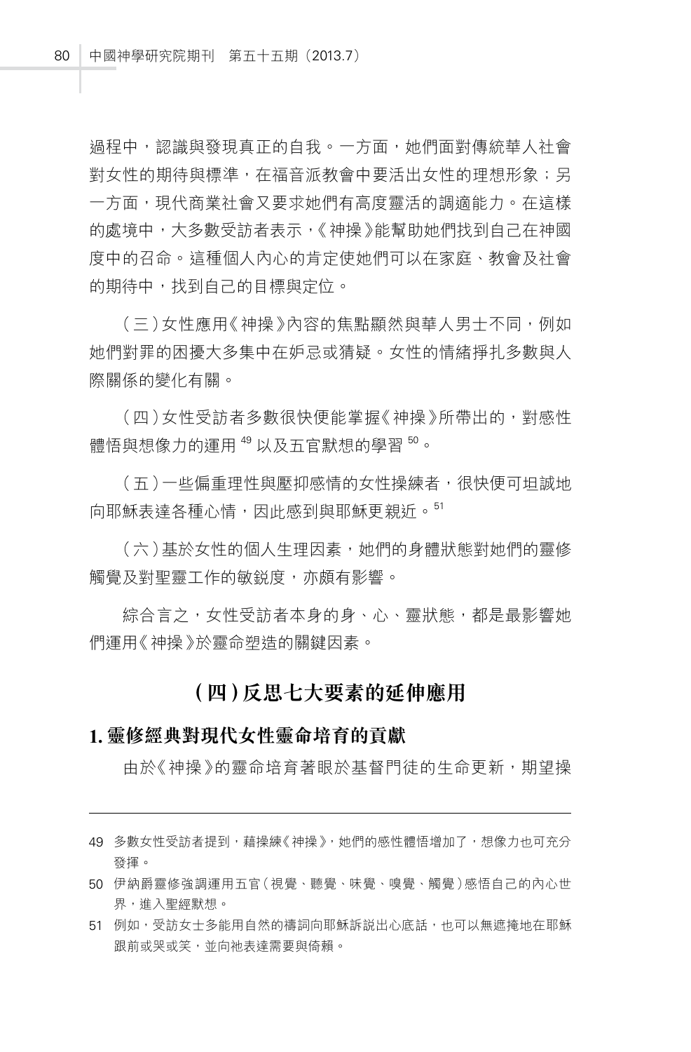過程中，認識與發現真正的自我。一方面，她們面對傳統華人社會對女性的期待與標準，在福音派教會中要活出女性的理想形象；另一方面，現代商業社會又要求她們有高度靈活的調適能力。在這樣的處境中，大多數受訪者表示，《神操》能幫助她們找到自己在神國度中的召命。這種個人內心的肯定使她們可以在家庭、教會及社會的期待中，找到自己的目標與定位。

（三）女性應用《神操》內容的焦點顯然與華人男士不同，例如她們對罪的困擾大多集中在妒忌或猜疑。女性的情緒掙扎多數與人際關係的變化有關。

（四）女性受訪者多數很快便能掌握《神操》所帶出的，對感性體悟與想像力的運用 [49] 以及五官默想的學習 [50]。

（五）一些偏重理性與壓抑感情的女性操練者，很快便可坦誠地向耶穌表達各種心情，因此感到與耶穌更親近。[51]

（六）基於女性的個人生理因素，她們的身體狀態對她們的靈修觸覺及對聖靈工作的敏銳度，亦頗有影響。

綜合言之，女性受訪者本身的身、心、靈狀態，都是最影響她們運用《神操》於靈命塑造的關鍵因素。

## （四）反思七大要素的延伸應用

### 1. 靈修經典對現代女性靈命培育的貢獻

由於《神操》的靈命培育著眼於基督門徒的生命更新，期望操

---

49 多數女性受訪者提到，藉操練《神操》，她們的感性體悟增加了，想像力也可充分發揮。

50 伊納爵靈修強調運用五官（視覺、聽覺、味覺、嗅覺、觸覺）感悟自己的內心世界，進入聖經默想。

51 例如，受訪女士多能用自然的禱詞向耶穌訴說出心底話，也可以無遮掩地在耶穌跟前或哭或笑，並向祂表達需要與倚賴。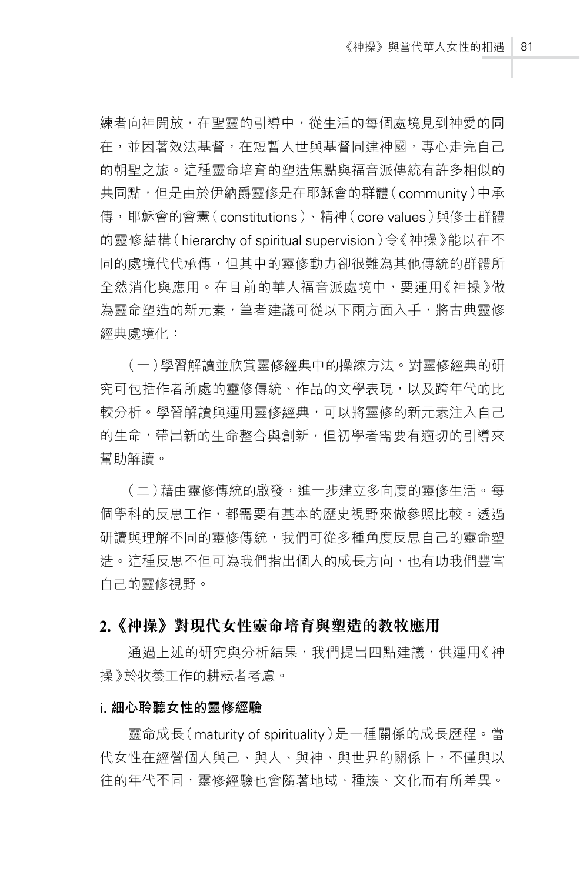練者向神開放，在聖靈的引導中，從生活的每個處境見到神愛的同在，並因著效法基督，在短暫人世與基督同建神國，專心走完自己的朝聖之旅。這種靈命培育的塑造焦點與福音派傳統有許多相似的共同點，但是由於伊納爵靈修是在耶穌會的群體（community）中承傳，耶穌會的會憲（constitutions）、精神（core values）與修士群體的靈修結構（hierarchy of spiritual supervision）令《神操》能以在不同的處境代代承傳，但其中的靈修動力卻很難為其他傳統的群體所全然消化與應用。在目前的華人福音派處境中，要運用《神操》做為靈命塑造的新元素，筆者建議可從以下兩方面入手，將古典靈修經典處境化：

（一）學習解讀並欣賞靈修經典中的操練方法。對靈修經典的研究可包括作者所處的靈修傳統、作品的文學表現，以及跨年代的比較分析。學習解讀與運用靈修經典，可以將靈修的新元素注入自己的生命，帶出新的生命整合與創新，但初學者需要有適切的引導來幫助解讀。

（二）藉由靈修傳統的啟發，進一步建立多向度的靈修生活。每個學科的反思工作，都需要有基本的歷史視野來做參照比較。透過研讀與理解不同的靈修傳統，我們可從多種角度反思自己的靈命塑造。這種反思不但可為我們指出個人的成長方向，也有助我們豐富自己的靈修視野。

## 2.《神操》對現代女性靈命培育與塑造的教牧應用

通過上述的研究與分析結果，我們提出四點建議，供運用《神操》於牧養工作的耕耘者考慮。

### i. 細心聆聽女性的靈修經驗

靈命成長（maturity of spirituality）是一種關係的成長歷程。當代女性在經營個人與己、與人、與神、與世界的關係上，不僅與以往的年代不同，靈修經驗也會隨著地域、種族、文化而有所差異。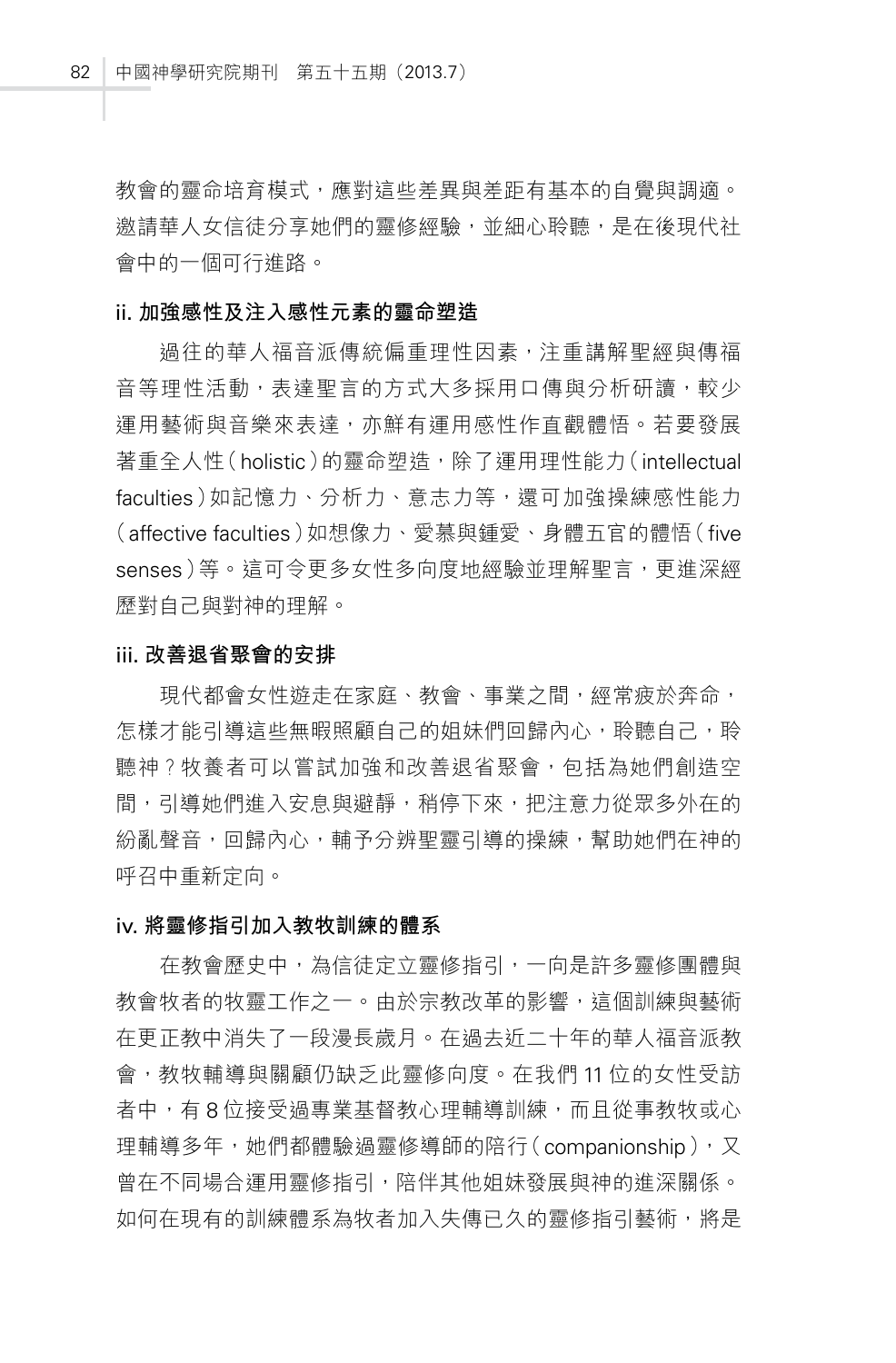教會的靈命培育模式，應對這些差異與差距有基本的自覺與調適。邀請華人女信徒分享她們的靈修經驗，並細心聆聽，是在後現代社會中的一個可行進路。

**ii. 加強感性及注入感性元素的靈命塑造**

過往的華人福音派傳統偏重理性因素，注重講解聖經與傳福音等理性活動，表達聖言的方式大多採用口傳與分析研讀，較少運用藝術與音樂來表達，亦鮮有運用感性作直觀體悟。若要發展著重全人性（holistic）的靈命塑造，除了運用理性能力（intellectual faculties）如記憶力、分析力、意志力等，還可加強操練感性能力（affective faculties）如想像力、愛慕與鍾愛、身體五官的體悟（five senses）等。這可令更多女性多向度地經驗並理解聖言，更進深經歷對自己與對神的理解。

**iii. 改善退省聚會的安排**

現代都會女性遊走在家庭、教會、事業之間，經常疲於奔命，怎樣才能引導這些無暇照顧自己的姐妹們回歸內心，聆聽自己，聆聽神？牧養者可以嘗試加強和改善退省聚會，包括為她們創造空間，引導她們進入安息與避靜，稍停下來，把注意力從眾多外在的紛亂聲音，回歸內心，輔予分辨聖靈引導的操練，幫助她們在神的呼召中重新定向。

**iv. 將靈修指引加入教牧訓練的體系**

在教會歷史中，為信徒定立靈修指引，一向是許多靈修團體與教會牧者的牧靈工作之一。由於宗教改革的影響，這個訓練與藝術在更正教中消失了一段漫長歲月。在過去近二十年的華人福音派教會，教牧輔導與關顧仍缺乏此靈修向度。在我們 11 位的女性受訪者中，有 8 位接受過專業基督教心理輔導訓練，而且從事教牧或心理輔導多年，她們都體驗過靈修導師的陪行（companionship），又曾在不同場合運用靈修指引，陪伴其他姐妹發展與神的進深關係。如何在現有的訓練體系為牧者加入失傳已久的靈修指引藝術，將是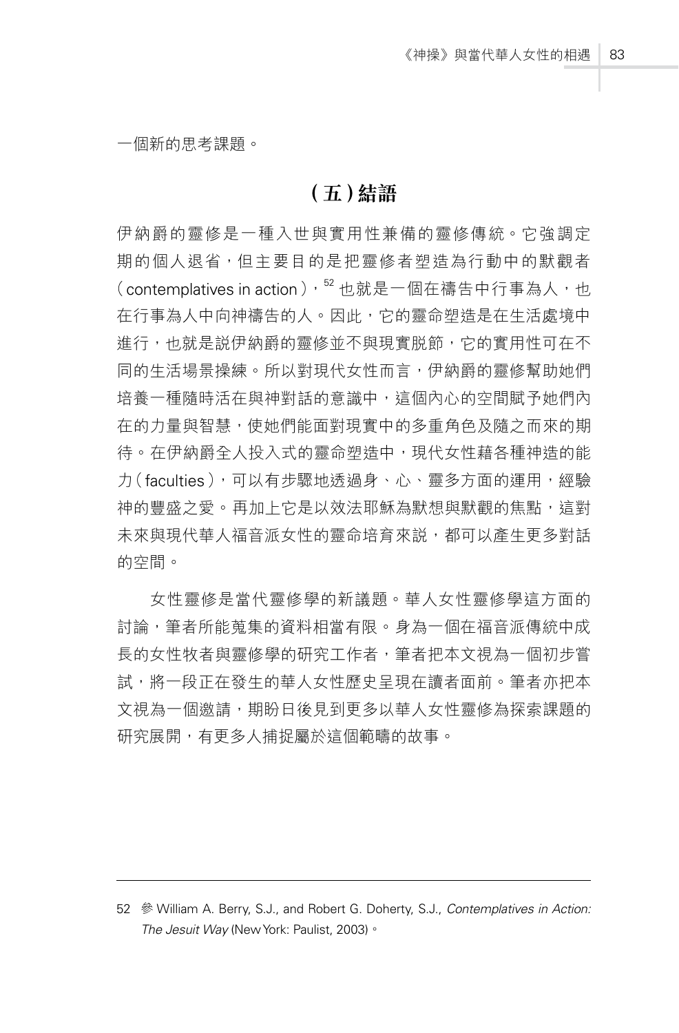一個新的思考課題。

## （五）結語

伊納爵的靈修是一種入世與實用性兼備的靈修傳統。它強調定期的個人退省，但主要目的是把靈修者塑造為行動中的默觀者（contemplatives in action），[52] 也就是一個在禱告中行事為人，也在行事為人中向神禱告的人。因此，它的靈命塑造是在生活處境中進行，也就是說伊納爵的靈修並不與現實脫節，它的實用性可在不同的生活場景操練。所以對現代女性而言，伊納爵的靈修幫助她們培養一種隨時活在與神對話的意識中，這個內心的空間賦予她們內在的力量與智慧，使她們能面對現實中的多重角色及隨之而來的期待。在伊納爵全人投入式的靈命塑造中，現代女性藉各種神造的能力（faculties），可以有步驟地透過身、心、靈多方面的運用，經驗神的豐盛之愛。再加上它是以效法耶穌為默想與默觀的焦點，這對未來與現代華人福音派女性的靈命培育來說，都可以產生更多對話的空間。

女性靈修是當代靈修學的新議題。華人女性靈修學這方面的討論，筆者所能蒐集的資料相當有限。身為一個在福音派傳統中成長的女性牧者與靈修學的研究工作者，筆者把本文視為一個初步嘗試，將一段正在發生的華人女性歷史呈現在讀者面前。筆者亦把本文視為一個邀請，期盼日後見到更多以華人女性靈修為探索課題的研究展開，有更多人捕捉屬於這個範疇的故事。

---

52 參 William A. Berry, S.J., and Robert G. Doherty, S.J., *Contemplatives in Action: The Jesuit Way* (New York: Paulist, 2003)。